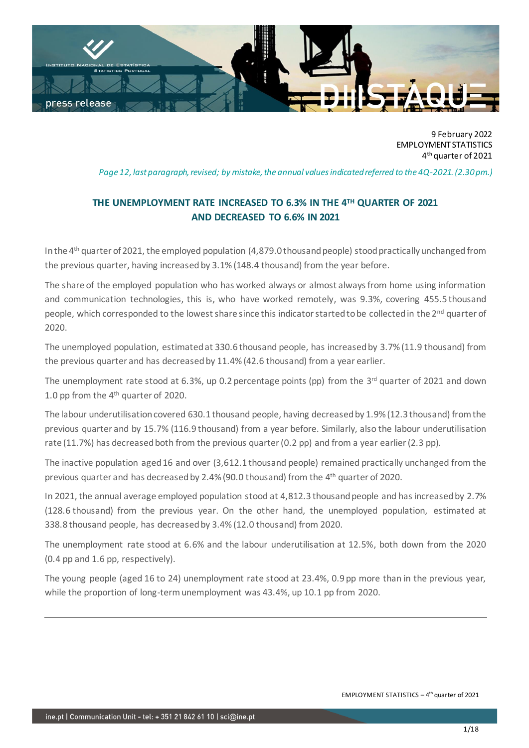9 February 2022
EMPLOYMENT STATISTICS
4th quarter of 2021

*Page 12, last paragraph, revised; by mistake, the annual values indicated referred to the 4Q-2021. (2.30 pm.)*

## THE UNEMPLOYMENT RATE INCREASED TO 6.3% IN THE 4TH QUARTER OF 2021 AND DECREASED TO 6.6% IN 2021

In the 4th quarter of 2021, the employed population (4,879.0 thousand people) stood practically unchanged from the previous quarter, having increased by 3.1% (148.4 thousand) from the year before.

The share of the employed population who has worked always or almost always from home using information and communication technologies, this is, who have worked remotely, was 9.3%, covering 455.5 thousand people, which corresponded to the lowest share since this indicator started to be collected in the 2nd quarter of 2020.

The unemployed population, estimated at 330.6 thousand people, has increased by 3.7% (11.9 thousand) from the previous quarter and has decreased by 11.4% (42.6 thousand) from a year earlier.

The unemployment rate stood at 6.3%, up 0.2 percentage points (pp) from the 3rd quarter of 2021 and down 1.0 pp from the 4th quarter of 2020.

The labour underutilisation covered 630.1 thousand people, having decreased by 1.9% (12.3 thousand) from the previous quarter and by 15.7% (116.9 thousand) from a year before. Similarly, also the labour underutilisation rate (11.7%) has decreased both from the previous quarter (0.2 pp) and from a year earlier (2.3 pp).

The inactive population aged 16 and over (3,612.1 thousand people) remained practically unchanged from the previous quarter and has decreased by 2.4% (90.0 thousand) from the 4th quarter of 2020.

In 2021, the annual average employed population stood at 4,812.3 thousand people and has increased by 2.7% (128.6 thousand) from the previous year. On the other hand, the unemployed population, estimated at 338.8 thousand people, has decreased by 3.4% (12.0 thousand) from 2020.

The unemployment rate stood at 6.6% and the labour underutilisation at 12.5%, both down from the 2020 (0.4 pp and 1.6 pp, respectively).

The young people (aged 16 to 24) unemployment rate stood at 23.4%, 0.9 pp more than in the previous year, while the proportion of long-term unemployment was 43.4%, up 10.1 pp from 2020.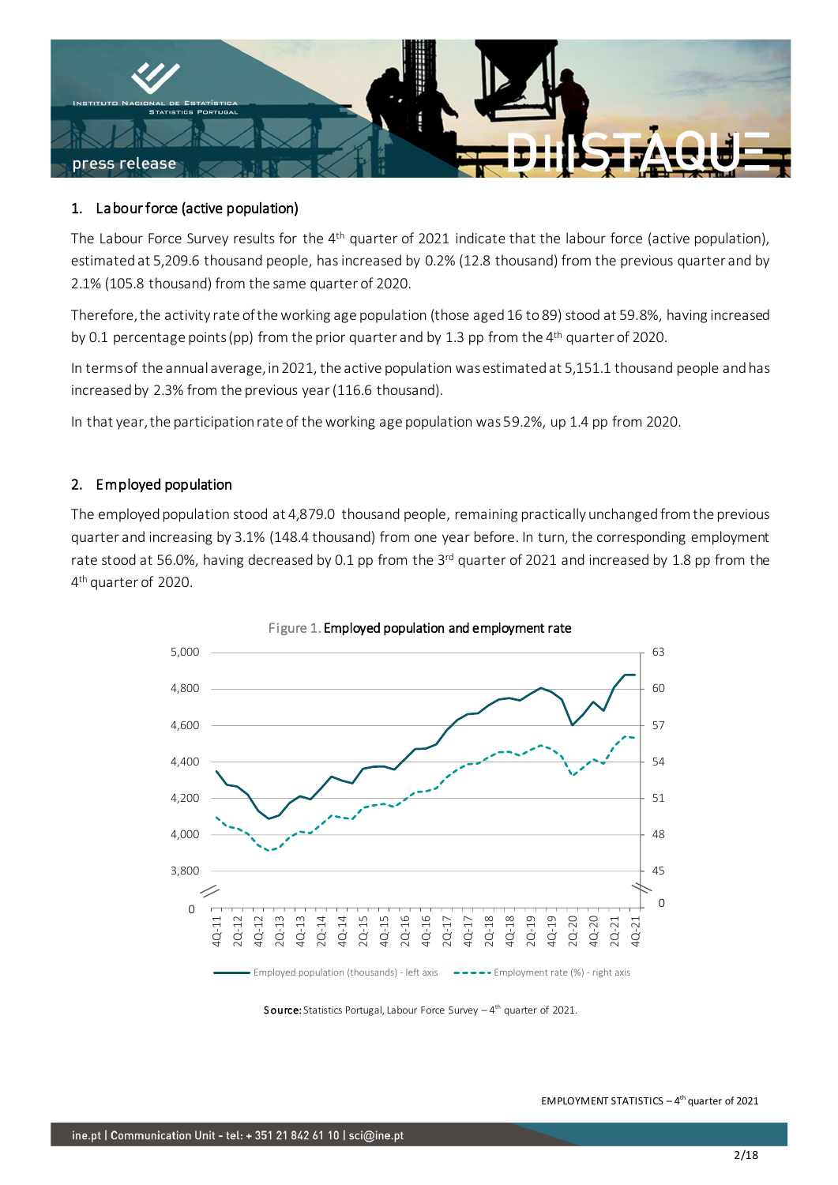## 1. Labour force (active population)

The Labour Force Survey results for the 4th quarter of 2021 indicate that the labour force (active population), estimated at 5,209.6 thousand people, has increased by 0.2% (12.8 thousand) from the previous quarter and by 2.1% (105.8 thousand) from the same quarter of 2020.

Therefore, the activity rate of the working age population (those aged 16 to 89) stood at 59.8%, having increased by 0.1 percentage points (pp) from the prior quarter and by 1.3 pp from the 4th quarter of 2020.

In terms of the annual average, in 2021, the active population was estimated at 5,151.1 thousand people and has increased by 2.3% from the previous year (116.6 thousand).

In that year, the participation rate of the working age population was 59.2%, up 1.4 pp from 2020.

## 2. Employed population

The employed population stood at 4,879.0 thousand people, remaining practically unchanged from the previous quarter and increasing by 3.1% (148.4 thousand) from one year before. In turn, the corresponding employment rate stood at 56.0%, having decreased by 0.1 pp from the 3rd quarter of 2021 and increased by 1.8 pp from the 4th quarter of 2020.

Figure 1. **Employed population and employment rate**

Source: Statistics Portugal, Labour Force Survey – 4th quarter of 2021.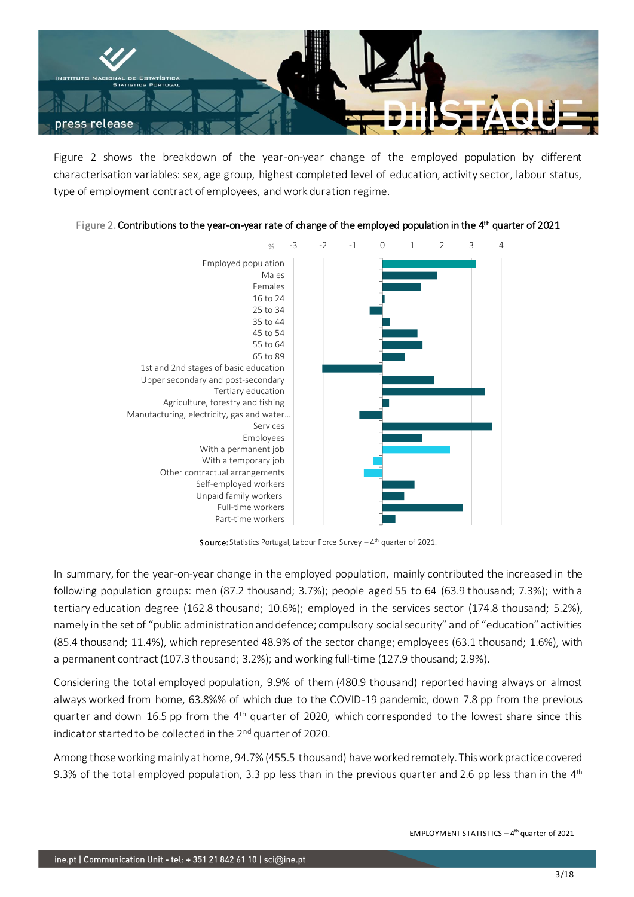Figure 2 shows the breakdown of the year-on-year change of the employed population by different characterisation variables: sex, age group, highest completed level of education, activity sector, labour status, type of employment contract of employees, and work duration regime.

Figure 2. **Contributions to the year-on-year rate of change of the employed population in the 4th quarter of 2021**

**Source:** Statistics Portugal, Labour Force Survey – 4th quarter of 2021.

In summary, for the year-on-year change in the employed population, mainly contributed the increased in the following population groups: men (87.2 thousand; 3.7%); people aged 55 to 64 (63.9 thousand; 7.3%); with a tertiary education degree (162.8 thousand; 10.6%); employed in the services sector (174.8 thousand; 5.2%), namely in the set of "public administration and defence; compulsory social security" and of "education" activities (85.4 thousand; 11.4%), which represented 48.9% of the sector change; employees (63.1 thousand; 1.6%), with a permanent contract (107.3 thousand; 3.2%); and working full-time (127.9 thousand; 2.9%).

Considering the total employed population, 9.9% of them (480.9 thousand) reported having always or almost always worked from home, 63.8%% of which due to the COVID-19 pandemic, down 7.8 pp from the previous quarter and down 16.5 pp from the 4th quarter of 2020, which corresponded to the lowest share since this indicator started to be collected in the 2nd quarter of 2020.

Among those working mainly at home, 94.7% (455.5 thousand) have worked remotely. This work practice covered 9.3% of the total employed population, 3.3 pp less than in the previous quarter and 2.6 pp less than in the 4th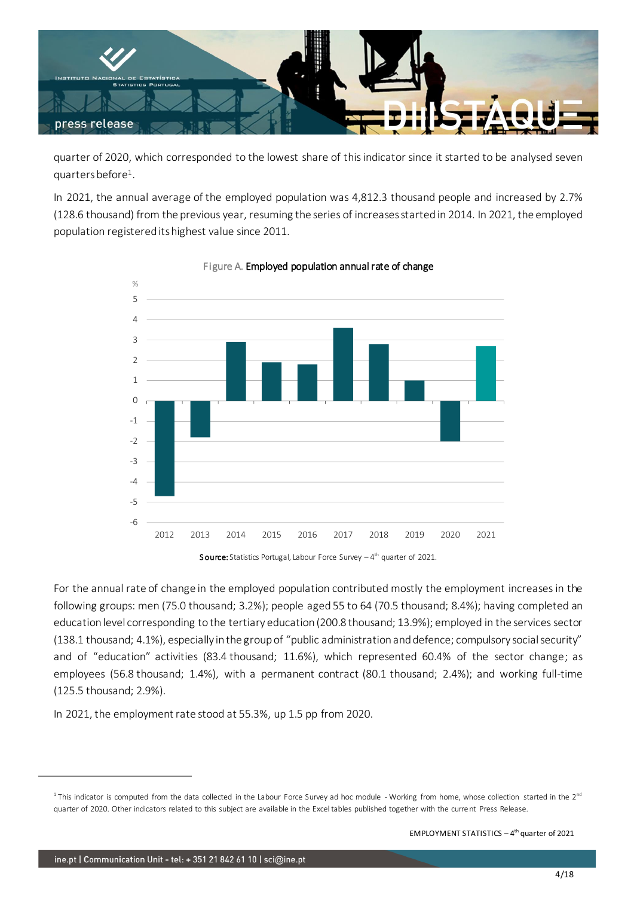quarter of 2020, which corresponded to the lowest share of this indicator since it started to be analysed seven quarters before[1].

In 2021, the annual average of the employed population was 4,812.3 thousand people and increased by 2.7% (128.6 thousand) from the previous year, resuming the series of increases started in 2014. In 2021, the employed population registered its highest value since 2011.

Figure A. **Employed population annual rate of change**

**Source:** Statistics Portugal, Labour Force Survey – 4th quarter of 2021.

For the annual rate of change in the employed population contributed mostly the employment increases in the following groups: men (75.0 thousand; 3.2%); people aged 55 to 64 (70.5 thousand; 8.4%); having completed an education level corresponding to the tertiary education (200.8 thousand; 13.9%); employed in the services sector (138.1 thousand; 4.1%), especially in the group of "public administration and defence; compulsory social security" and of "education" activities (83.4 thousand; 11.6%), which represented 60.4% of the sector change; as employees (56.8 thousand; 1.4%), with a permanent contract (80.1 thousand; 2.4%); and working full-time (125.5 thousand; 2.9%).

In 2021, the employment rate stood at 55.3%, up 1.5 pp from 2020.

---

[1] This indicator is computed from the data collected in the Labour Force Survey ad hoc module - Working from home, whose collection started in the 2nd quarter of 2020. Other indicators related to this subject are available in the Excel tables published together with the current Press Release.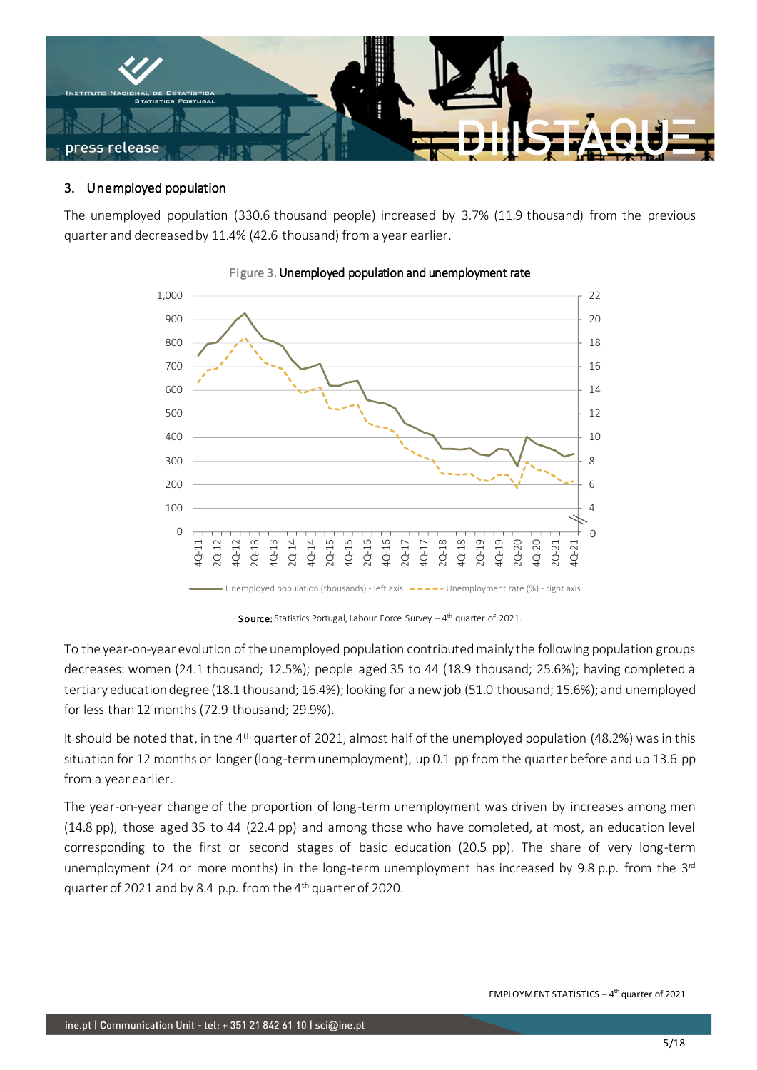## 3. Unemployed population

The unemployed population (330.6 thousand people) increased by 3.7% (11.9 thousand) from the previous quarter and decreased by 11.4% (42.6 thousand) from a year earlier.

Figure 3. Unemployed population and unemployment rate

Source: Statistics Portugal, Labour Force Survey – 4th quarter of 2021.

To the year-on-year evolution of the unemployed population contributed mainly the following population groups decreases: women (24.1 thousand; 12.5%); people aged 35 to 44 (18.9 thousand; 25.6%); having completed a tertiary education degree (18.1 thousand; 16.4%); looking for a new job (51.0 thousand; 15.6%); and unemployed for less than 12 months (72.9 thousand; 29.9%).

It should be noted that, in the 4th quarter of 2021, almost half of the unemployed population (48.2%) was in this situation for 12 months or longer (long-term unemployment), up 0.1 pp from the quarter before and up 13.6 pp from a year earlier.

The year-on-year change of the proportion of long-term unemployment was driven by increases among men (14.8 pp), those aged 35 to 44 (22.4 pp) and among those who have completed, at most, an education level corresponding to the first or second stages of basic education (20.5 pp). The share of very long-term unemployment (24 or more months) in the long-term unemployment has increased by 9.8 p.p. from the 3rd quarter of 2021 and by 8.4 p.p. from the 4th quarter of 2020.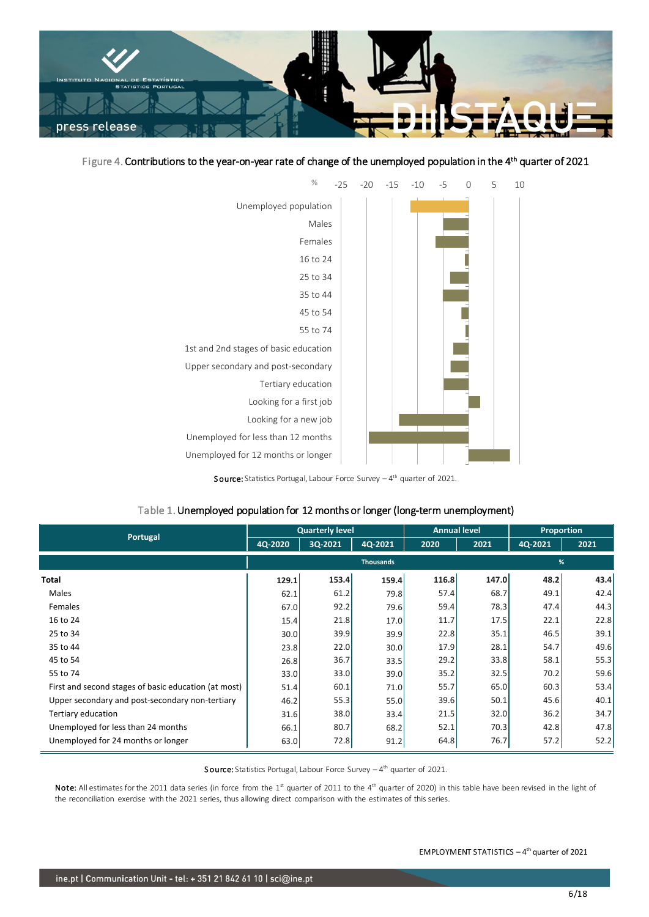Figure 4. Contributions to the year-on-year rate of change of the unemployed population in the 4th quarter of 2021

| % | -25 | -20 | -15 | -10 | -5 | 0 | 5 | 10 |
|---|---|---|---|---|---|---|---|---|

Unemployed population
Males
Females
16 to 24
25 to 34
35 to 44
45 to 54
55 to 74
1st and 2nd stages of basic education
Upper secondary and post-secondary
Tertiary education
Looking for a first job
Looking for a new job
Unemployed for less than 12 months
Unemployed for 12 months or longer

**Source:** Statistics Portugal, Labour Force Survey – 4th quarter of 2021.

Table 1. Unemployed population for 12 months or longer (long-term unemployment)

| Portugal | Quarterly level | | | Annual level | | Proportion | |
|---|---|---|---|---|---|---|---|
| | 4Q-2020 | 3Q-2021 | 4Q-2021 | 2020 | 2021 | 4Q-2021 | 2021 |
| | Thousands | | | | | % | |
| **Total** | **129.1** | **153.4** | **159.4** | **116.8** | **147.0** | **48.2** | **43.4** |
| Males | 62.1 | 61.2 | 79.8 | 57.4 | 68.7 | 49.1 | 42.4 |
| Females | 67.0 | 92.2 | 79.6 | 59.4 | 78.3 | 47.4 | 44.3 |
| 16 to 24 | 15.4 | 21.8 | 17.0 | 11.7 | 17.5 | 22.1 | 22.8 |
| 25 to 34 | 30.0 | 39.9 | 39.9 | 22.8 | 35.1 | 46.5 | 39.1 |
| 35 to 44 | 23.8 | 22.0 | 30.0 | 17.9 | 28.1 | 54.7 | 49.6 |
| 45 to 54 | 26.8 | 36.7 | 33.5 | 29.2 | 33.8 | 58.1 | 55.3 |
| 55 to 74 | 33.0 | 33.0 | 39.0 | 35.2 | 32.5 | 70.2 | 59.6 |
| First and second stages of basic education (at most) | 51.4 | 60.1 | 71.0 | 55.7 | 65.0 | 60.3 | 53.4 |
| Upper secondary and post-secondary non-tertiary | 46.2 | 55.3 | 55.0 | 39.6 | 50.1 | 45.6 | 40.1 |
| Tertiary education | 31.6 | 38.0 | 33.4 | 21.5 | 32.0 | 36.2 | 34.7 |
| Unemployed for less than 24 months | 66.1 | 80.7 | 68.2 | 52.1 | 70.3 | 42.8 | 47.8 |
| Unemployed for 24 months or longer | 63.0 | 72.8 | 91.2 | 64.8 | 76.7 | 57.2 | 52.2 |

**Source:** Statistics Portugal, Labour Force Survey – 4th quarter of 2021.

**Note:** All estimates for the 2011 data series (in force from the 1st quarter of 2011 to the 4th quarter of 2020) in this table have been revised in the light of the reconciliation exercise with the 2021 series, thus allowing direct comparison with the estimates of this series.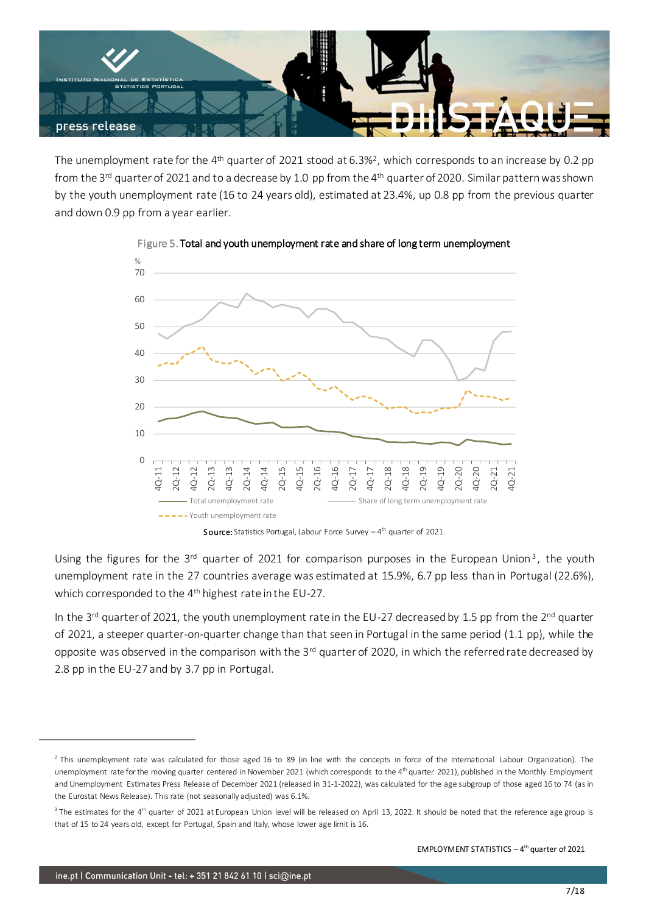The unemployment rate for the 4th quarter of 2021 stood at 6.3%[2], which corresponds to an increase by 0.2 pp from the 3rd quarter of 2021 and to a decrease by 1.0 pp from the 4th quarter of 2020. Similar pattern was shown by the youth unemployment rate (16 to 24 years old), estimated at 23.4%, up 0.8 pp from the previous quarter and down 0.9 pp from a year earlier.

Figure 5. **Total and youth unemployment rate and share of long term unemployment**

**Source:** Statistics Portugal, Labour Force Survey – 4th quarter of 2021.

Using the figures for the 3rd quarter of 2021 for comparison purposes in the European Union[3], the youth unemployment rate in the 27 countries average was estimated at 15.9%, 6.7 pp less than in Portugal (22.6%), which corresponded to the 4th highest rate in the EU-27.

In the 3rd quarter of 2021, the youth unemployment rate in the EU-27 decreased by 1.5 pp from the 2nd quarter of 2021, a steeper quarter-on-quarter change than that seen in Portugal in the same period (1.1 pp), while the opposite was observed in the comparison with the 3rd quarter of 2020, in which the referred rate decreased by 2.8 pp in the EU-27 and by 3.7 pp in Portugal.

---

[2] This unemployment rate was calculated for those aged 16 to 89 (in line with the concepts in force of the International Labour Organization). The unemployment rate for the moving quarter centered in November 2021 (which corresponds to the 4th quarter 2021), published in the Monthly Employment and Unemployment Estimates Press Release of December 2021 (released in 31-1-2022), was calculated for the age subgroup of those aged 16 to 74 (as in the Eurostat News Release). This rate (not seasonally adjusted) was 6.1%.

[3] The estimates for the 4th quarter of 2021 at European Union level will be released on April 13, 2022. It should be noted that the reference age group is that of 15 to 24 years old, except for Portugal, Spain and Italy, whose lower age limit is 16.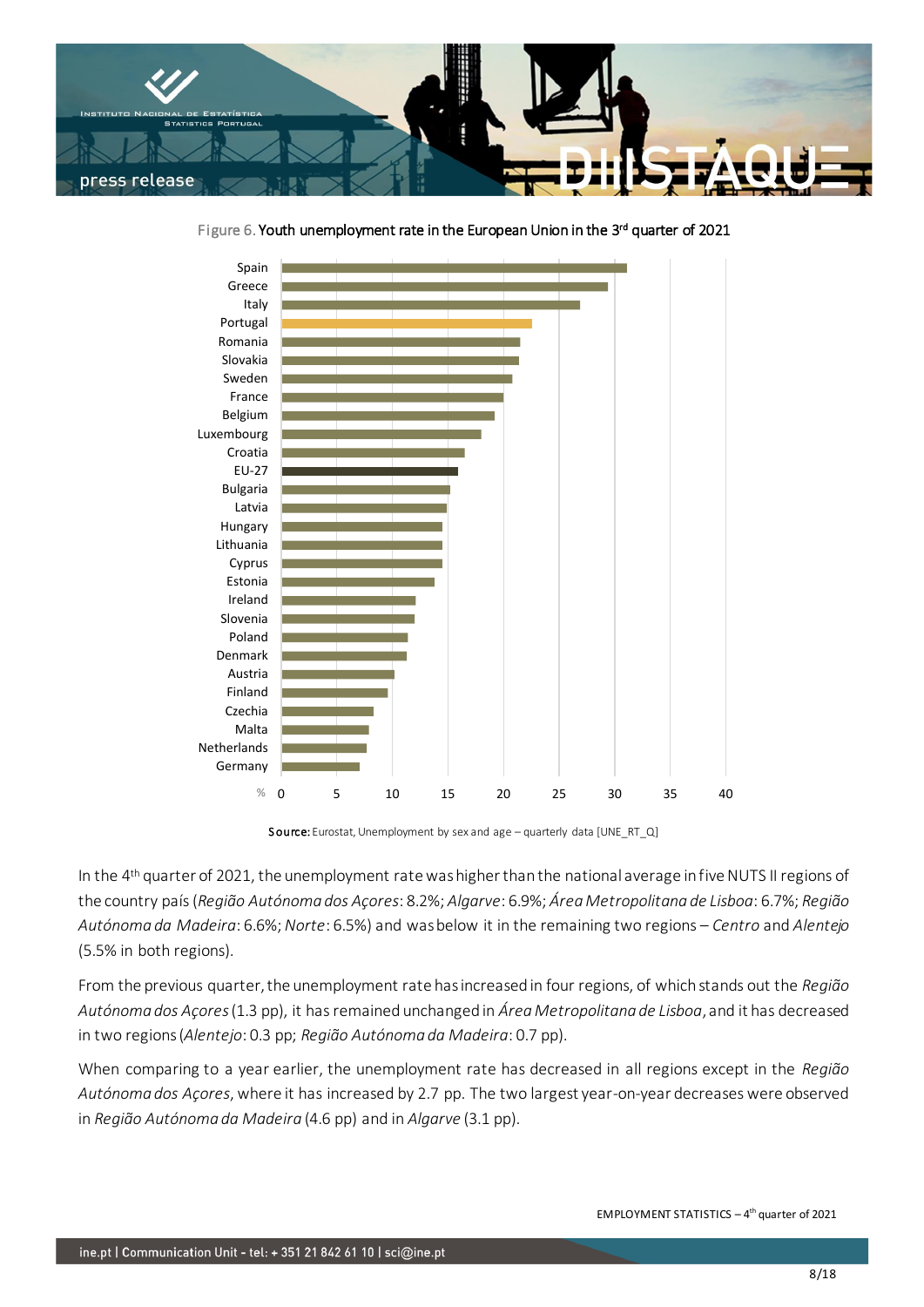Figure 6. Youth unemployment rate in the European Union in the 3rd quarter of 2021

Source: Eurostat, Unemployment by sex and age – quarterly data [UNE_RT_Q]

In the 4th quarter of 2021, the unemployment rate was higher than the national average in five NUTS II regions of the country país (*Região Autónoma dos Açores*: 8.2%; *Algarve*: 6.9%; *Área Metropolitana de Lisboa*: 6.7%; *Região Autónoma da Madeira*: 6.6%; *Norte*: 6.5%) and was below it in the remaining two regions – *Centro* and *Alentejo* (5.5% in both regions).

From the previous quarter, the unemployment rate has increased in four regions, of which stands out the *Região Autónoma dos Açores* (1.3 pp), it has remained unchanged in *Área Metropolitana de Lisboa*, and it has decreased in two regions (*Alentejo*: 0.3 pp; *Região Autónoma da Madeira*: 0.7 pp).

When comparing to a year earlier, the unemployment rate has decreased in all regions except in the *Região Autónoma dos Açores*, where it has increased by 2.7 pp. The two largest year-on-year decreases were observed in *Região Autónoma da Madeira* (4.6 pp) and in *Algarve* (3.1 pp).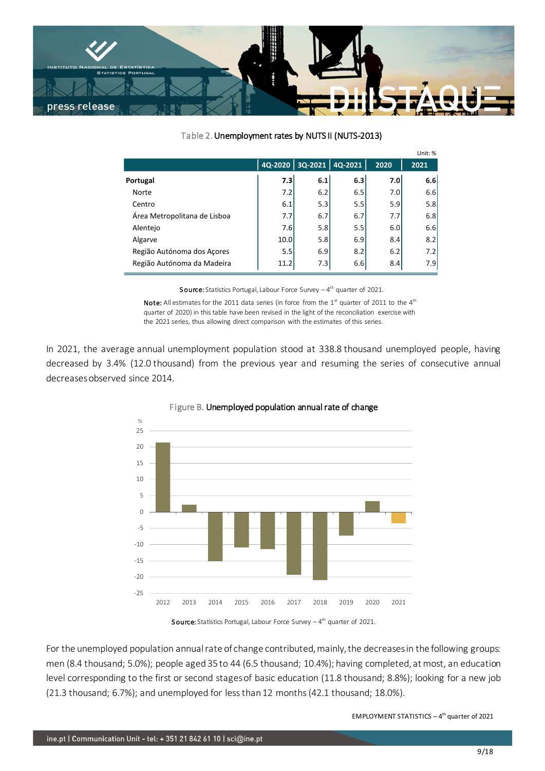Table 2. **Unemployment rates by NUTS II (NUTS-2013)**

Unit: %

| | 4Q-2020 | 3Q-2021 | 4Q-2021 | 2020 | 2021 |
|---|---|---|---|---|---|
| **Portugal** | **7.3** | **6.1** | **6.3** | **7.0** | **6.6** |
| Norte | 7.2 | 6.2 | 6.5 | 7.0 | 6.6 |
| Centro | 6.1 | 5.3 | 5.5 | 5.9 | 5.8 |
| Área Metropolitana de Lisboa | 7.7 | 6.7 | 6.7 | 7.7 | 6.8 |
| Alentejo | 7.6 | 5.8 | 5.5 | 6.0 | 6.6 |
| Algarve | 10.0 | 5.8 | 6.9 | 8.4 | 8.2 |
| Região Autónoma dos Açores | 5.5 | 6.9 | 8.2 | 6.2 | 7.2 |
| Região Autónoma da Madeira | 11.2 | 7.3 | 6.6 | 8.4 | 7.9 |

**Source:** Statistics Portugal, Labour Force Survey – 4th quarter of 2021.

**Note:** All estimates for the 2011 data series (in force from the 1st quarter of 2011 to the 4th quarter of 2020) in this table have been revised in the light of the reconciliation exercise with the 2021 series, thus allowing direct comparison with the estimates of this series.

In 2021, the average annual unemployment population stood at 338.8 thousand unemployed people, having decreased by 3.4% (12.0 thousand) from the previous year and resuming the series of consecutive annual decreases observed since 2014.

Figure B. **Unemployed population annual rate of change**

**Source:** Statistics Portugal, Labour Force Survey – 4th quarter of 2021.

For the unemployed population annual rate of change contributed, mainly, the decreases in the following groups: men (8.4 thousand; 5.0%); people aged 35 to 44 (6.5 thousand; 10.4%); having completed, at most, an education level corresponding to the first or second stages of basic education (11.8 thousand; 8.8%); looking for a new job (21.3 thousand; 6.7%); and unemployed for less than 12 months (42.1 thousand; 18.0%).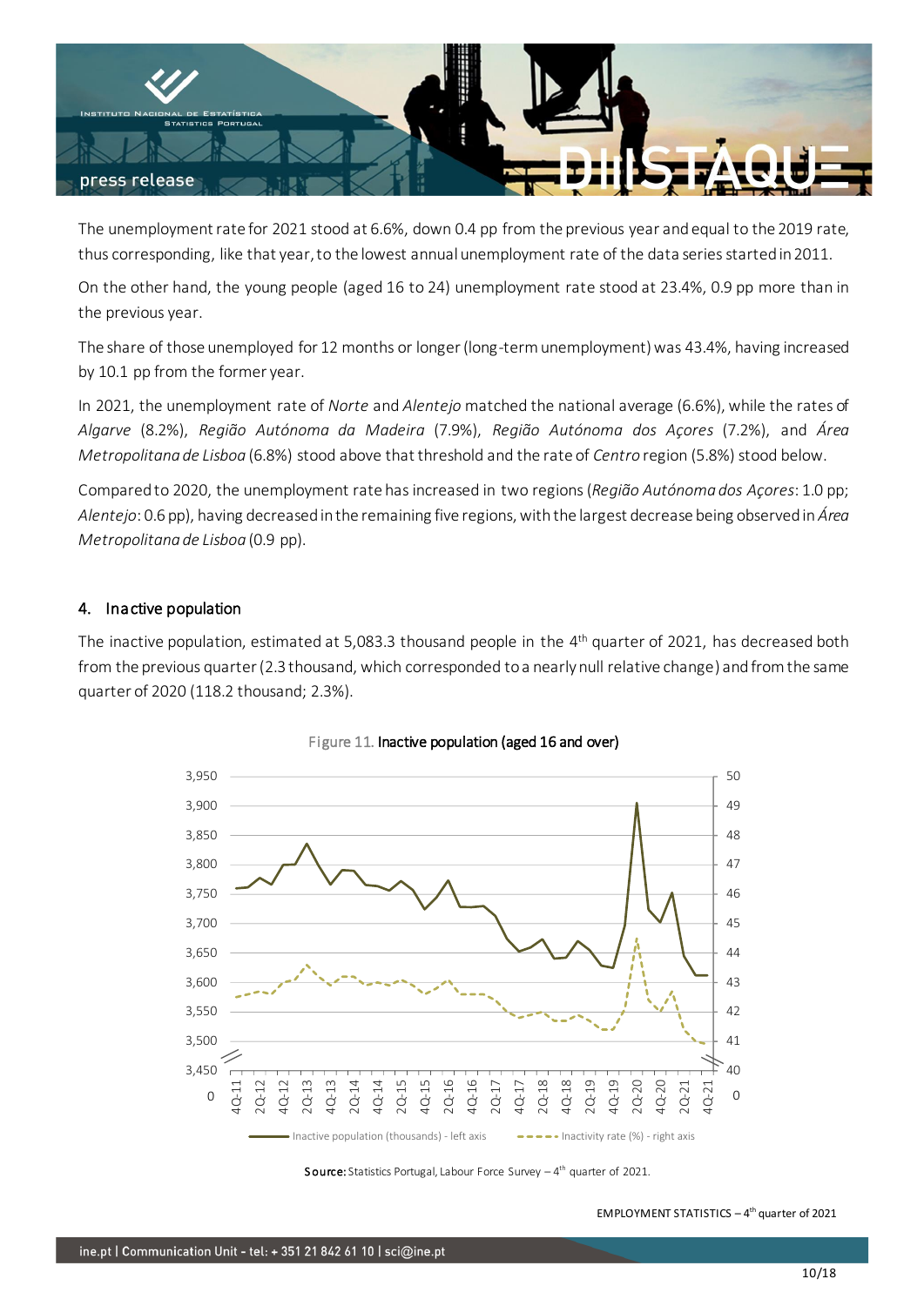The unemployment rate for 2021 stood at 6.6%, down 0.4 pp from the previous year and equal to the 2019 rate, thus corresponding, like that year, to the lowest annual unemployment rate of the data series started in 2011.

On the other hand, the young people (aged 16 to 24) unemployment rate stood at 23.4%, 0.9 pp more than in the previous year.

The share of those unemployed for 12 months or longer (long-term unemployment) was 43.4%, having increased by 10.1 pp from the former year.

In 2021, the unemployment rate of *Norte* and *Alentejo* matched the national average (6.6%), while the rates of *Algarve* (8.2%), *Região Autónoma da Madeira* (7.9%), *Região Autónoma dos Açores* (7.2%), and *Área Metropolitana de Lisboa* (6.8%) stood above that threshold and the rate of *Centro* region (5.8%) stood below.

Compared to 2020, the unemployment rate has increased in two regions (*Região Autónoma dos Açores*: 1.0 pp; *Alentejo*: 0.6 pp), having decreased in the remaining five regions, with the largest decrease being observed in *Área Metropolitana de Lisboa* (0.9 pp).

## 4. Inactive population

The inactive population, estimated at 5,083.3 thousand people in the 4th quarter of 2021, has decreased both from the previous quarter (2.3 thousand, which corresponded to a nearly null relative change) and from the same quarter of 2020 (118.2 thousand; 2.3%).

Figure 11. **Inactive population (aged 16 and over)**

**Source:** Statistics Portugal, Labour Force Survey – 4th quarter of 2021.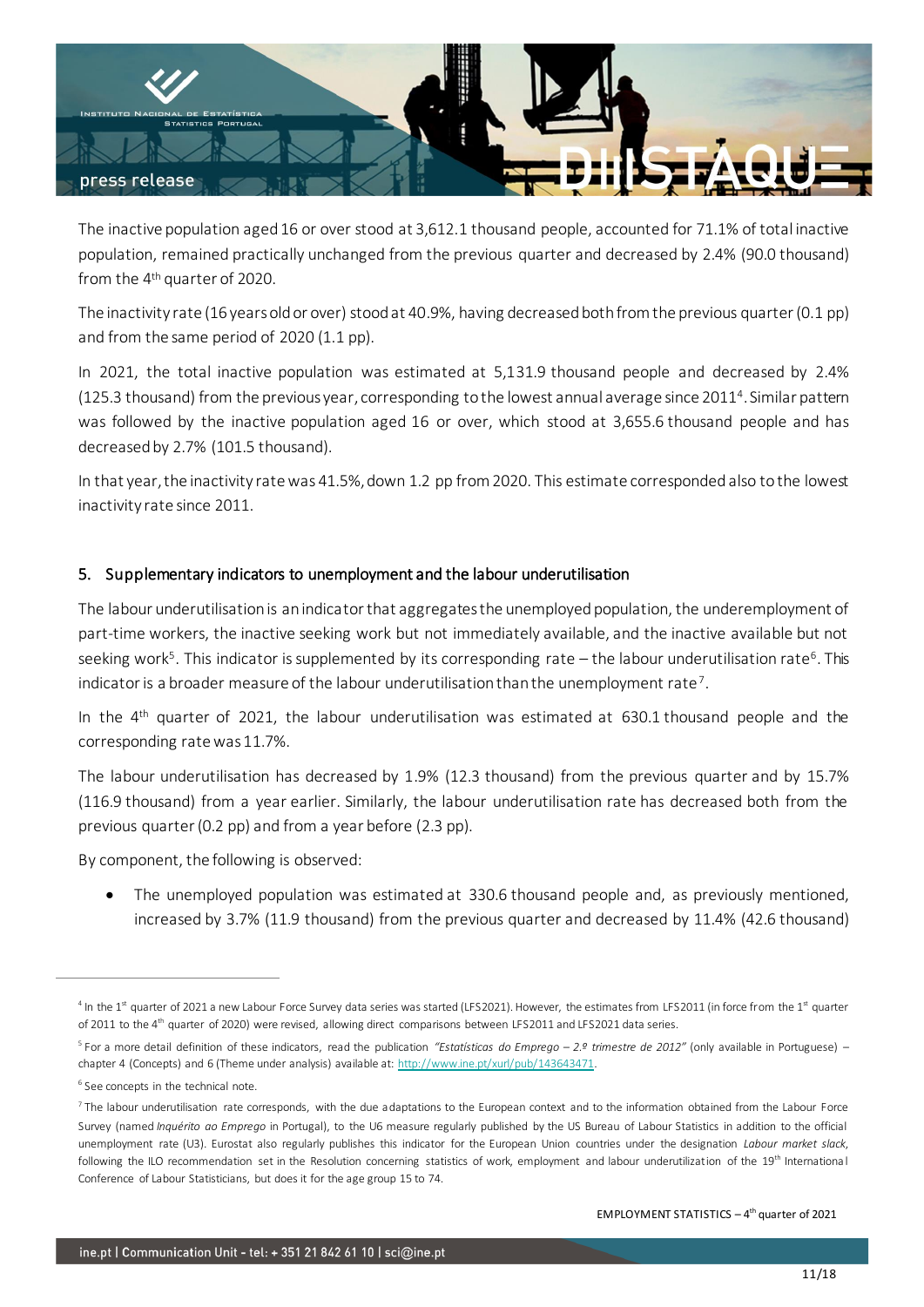The inactive population aged 16 or over stood at 3,612.1 thousand people, accounted for 71.1% of total inactive population, remained practically unchanged from the previous quarter and decreased by 2.4% (90.0 thousand) from the 4th quarter of 2020.

The inactivity rate (16 years old or over) stood at 40.9%, having decreased both from the previous quarter (0.1 pp) and from the same period of 2020 (1.1 pp).

In 2021, the total inactive population was estimated at 5,131.9 thousand people and decreased by 2.4% (125.3 thousand) from the previous year, corresponding to the lowest annual average since 2011[4]. Similar pattern was followed by the inactive population aged 16 or over, which stood at 3,655.6 thousand people and has decreased by 2.7% (101.5 thousand).

In that year, the inactivity rate was 41.5%, down 1.2 pp from 2020. This estimate corresponded also to the lowest inactivity rate since 2011.

## 5. Supplementary indicators to unemployment and the labour underutilisation

The labour underutilisation is an indicator that aggregates the unemployed population, the underemployment of part-time workers, the inactive seeking work but not immediately available, and the inactive available but not seeking work[5]. This indicator is supplemented by its corresponding rate – the labour underutilisation rate[6]. This indicator is a broader measure of the labour underutilisation than the unemployment rate[7].

In the 4th quarter of 2021, the labour underutilisation was estimated at 630.1 thousand people and the corresponding rate was 11.7%.

The labour underutilisation has decreased by 1.9% (12.3 thousand) from the previous quarter and by 15.7% (116.9 thousand) from a year earlier. Similarly, the labour underutilisation rate has decreased both from the previous quarter (0.2 pp) and from a year before (2.3 pp).

By component, the following is observed:

- The unemployed population was estimated at 330.6 thousand people and, as previously mentioned, increased by 3.7% (11.9 thousand) from the previous quarter and decreased by 11.4% (42.6 thousand)

---

[4] In the 1st quarter of 2021 a new Labour Force Survey data series was started (LFS2021). However, the estimates from LFS2011 (in force from the 1st quarter of 2011 to the 4th quarter of 2020) were revised, allowing direct comparisons between LFS2011 and LFS2021 data series.

[5] For a more detail definition of these indicators, read the publication *"Estatísticas do Emprego – 2.º trimestre de 2012"* (only available in Portuguese) – chapter 4 (Concepts) and 6 (Theme under analysis) available at: http://www.ine.pt/xurl/pub/143643471.

[6] See concepts in the technical note.

[7] The labour underutilisation rate corresponds, with the due adaptations to the European context and to the information obtained from the Labour Force Survey (named *Inquérito ao Emprego* in Portugal), to the U6 measure regularly published by the US Bureau of Labour Statistics in addition to the official unemployment rate (U3). Eurostat also regularly publishes this indicator for the European Union countries under the designation *Labour market slack*, following the ILO recommendation set in the Resolution concerning statistics of work, employment and labour underutilization of the 19th International Conference of Labour Statisticians, but does it for the age group 15 to 74.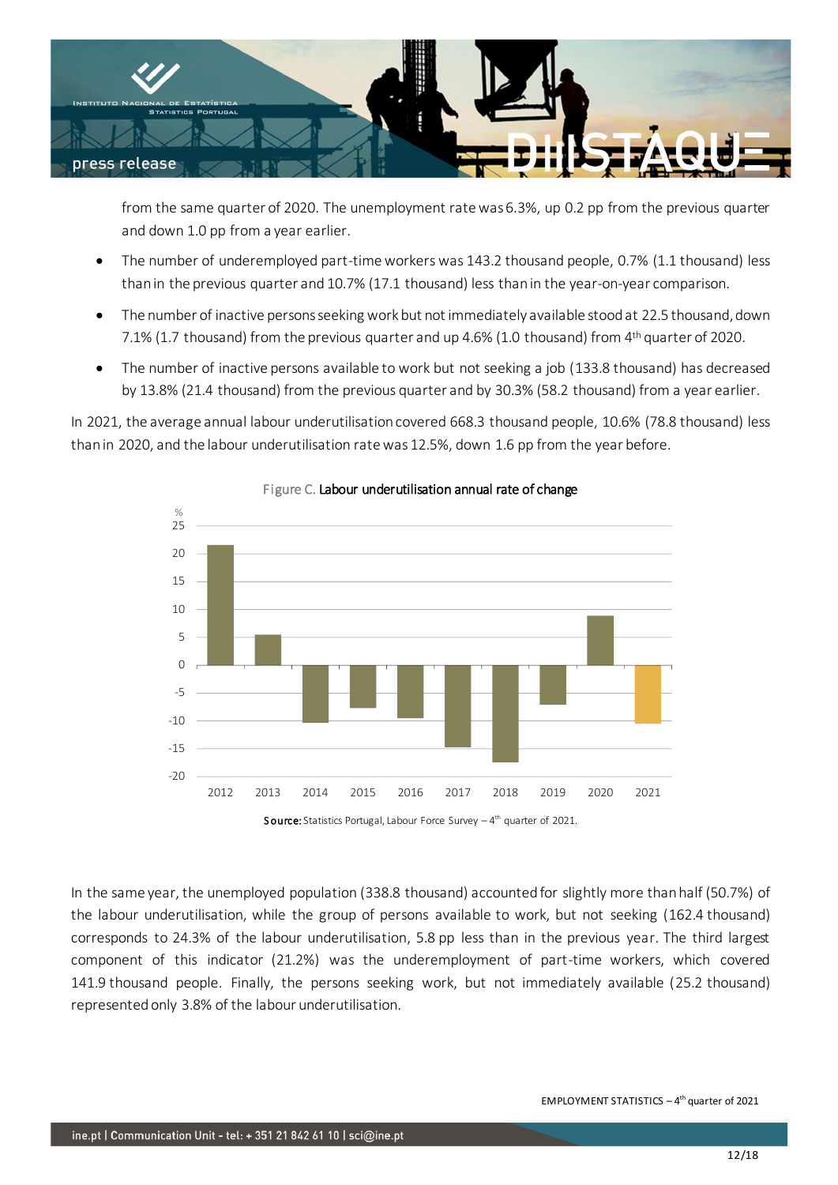from the same quarter of 2020. The unemployment rate was 6.3%, up 0.2 pp from the previous quarter and down 1.0 pp from a year earlier.

- The number of underemployed part-time workers was 143.2 thousand people, 0.7% (1.1 thousand) less than in the previous quarter and 10.7% (17.1 thousand) less than in the year-on-year comparison.
- The number of inactive persons seeking work but not immediately available stood at 22.5 thousand, down 7.1% (1.7 thousand) from the previous quarter and up 4.6% (1.0 thousand) from 4th quarter of 2020.
- The number of inactive persons available to work but not seeking a job (133.8 thousand) has decreased by 13.8% (21.4 thousand) from the previous quarter and by 30.3% (58.2 thousand) from a year earlier.

In 2021, the average annual labour underutilisation covered 668.3 thousand people, 10.6% (78.8 thousand) less than in 2020, and the labour underutilisation rate was 12.5%, down 1.6 pp from the year before.

Figure C. Labour underutilisation annual rate of change

Source: Statistics Portugal, Labour Force Survey – 4th quarter of 2021.

In the same year, the unemployed population (338.8 thousand) accounted for slightly more than half (50.7%) of the labour underutilisation, while the group of persons available to work, but not seeking (162.4 thousand) corresponds to 24.3% of the labour underutilisation, 5.8 pp less than in the previous year. The third largest component of this indicator (21.2%) was the underemployment of part-time workers, which covered 141.9 thousand people. Finally, the persons seeking work, but not immediately available (25.2 thousand) represented only 3.8% of the labour underutilisation.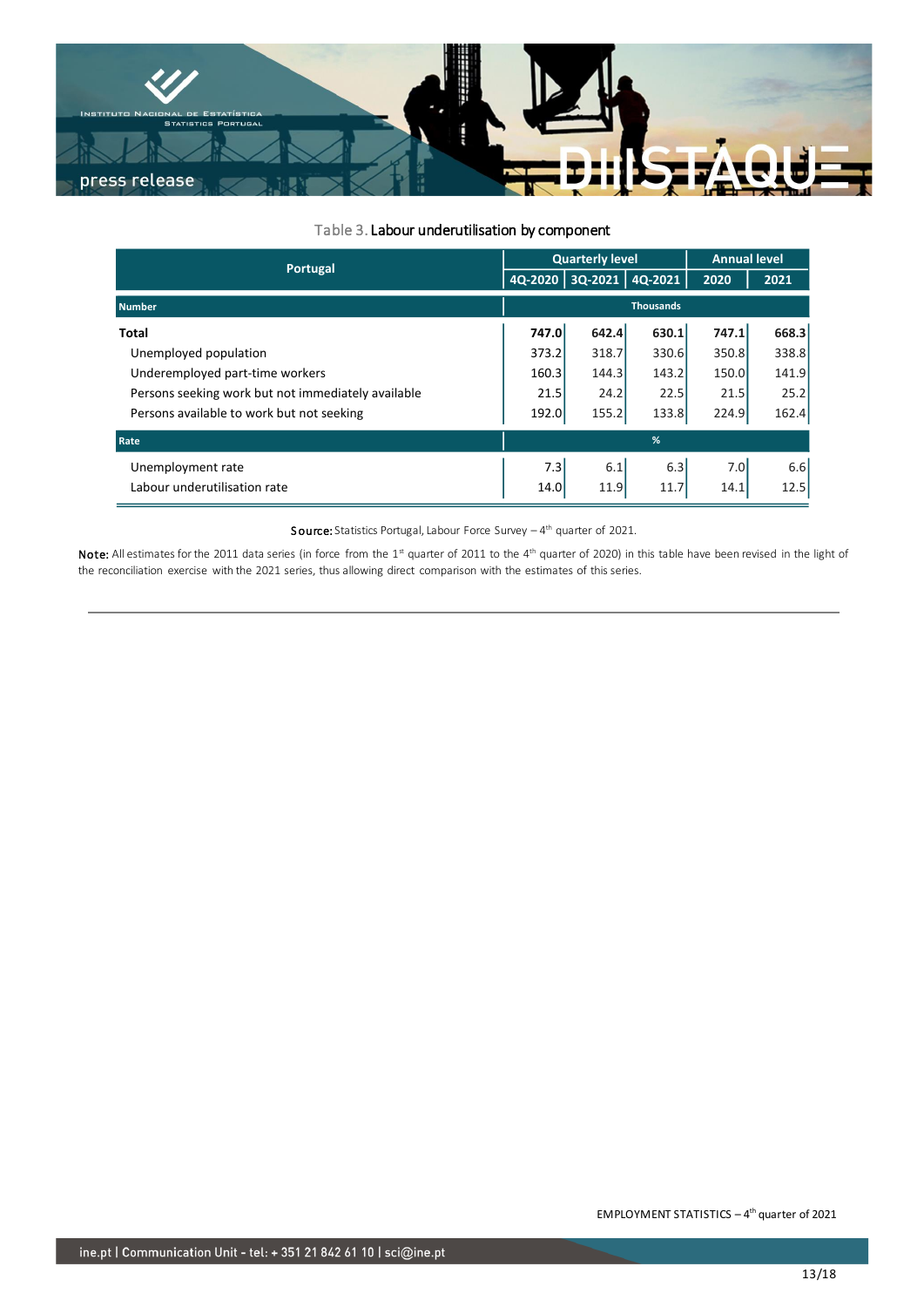Table 3. Labour underutilisation by component

| Portugal | Quarterly level | | | Annual level | |
|---|---|---|---|---|---|
| | 4Q-2020 | 3Q-2021 | 4Q-2021 | 2020 | 2021 |
| **Number** | Thousands | | | | |
| **Total** | **747.0** | **642.4** | **630.1** | **747.1** | **668.3** |
| Unemployed population | 373.2 | 318.7 | 330.6 | 350.8 | 338.8 |
| Underemployed part-time workers | 160.3 | 144.3 | 143.2 | 150.0 | 141.9 |
| Persons seeking work but not immediately available | 21.5 | 24.2 | 22.5 | 21.5 | 25.2 |
| Persons available to work but not seeking | 192.0 | 155.2 | 133.8 | 224.9 | 162.4 |
| **Rate** | % | | | | |
| Unemployment rate | 7.3 | 6.1 | 6.3 | 7.0 | 6.6 |
| Labour underutilisation rate | 14.0 | 11.9 | 11.7 | 14.1 | 12.5 |

Source: Statistics Portugal, Labour Force Survey – 4th quarter of 2021.

Note: All estimates for the 2011 data series (in force from the 1st quarter of 2011 to the 4th quarter of 2020) in this table have been revised in the light of the reconciliation exercise with the 2021 series, thus allowing direct comparison with the estimates of this series.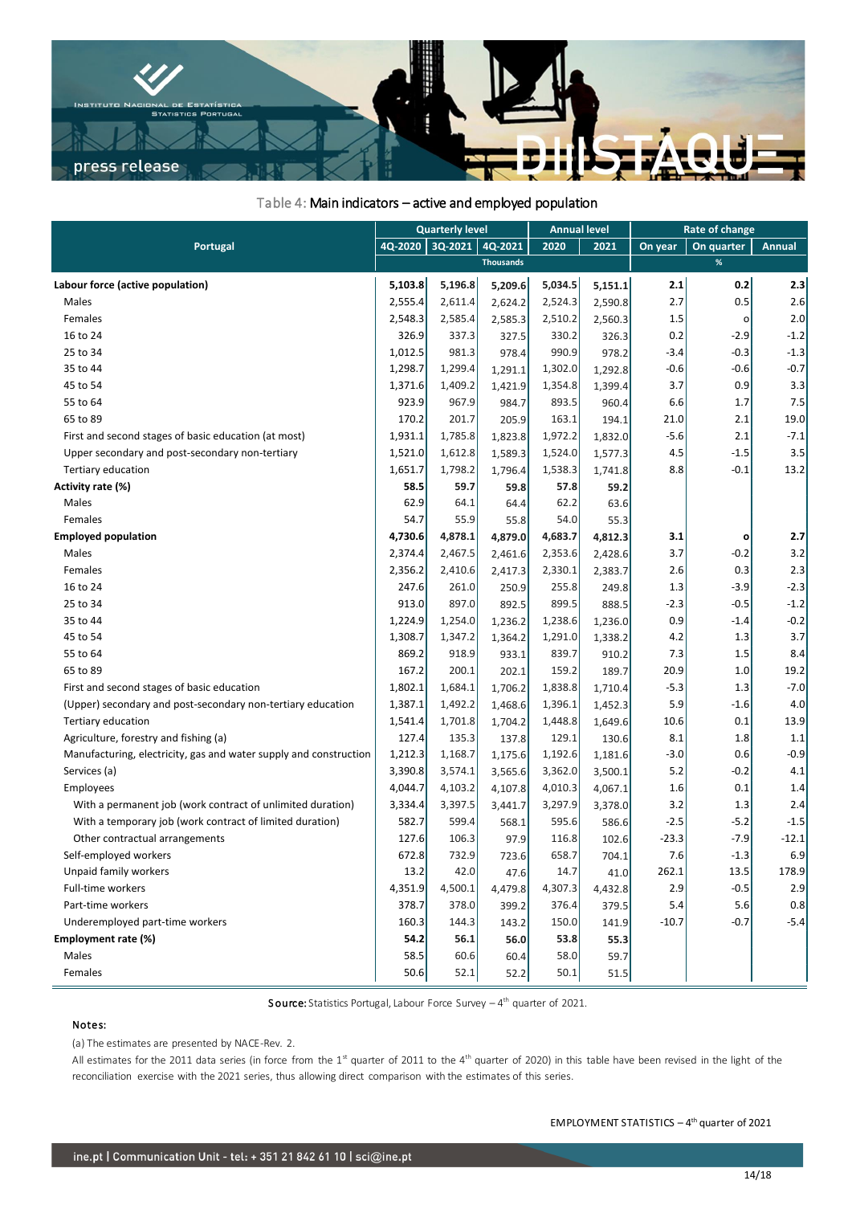Table 4: Main indicators – active and employed population

| Portugal | Quarterly level | | | Annual level | | Rate of change | | |
|---|---|---|---|---|---|---|---|---|
| | 4Q-2020 | 3Q-2021 | 4Q-2021 | 2020 | 2021 | On year | On quarter | Annual |
| | Thousands | | | | | % | | |
| **Labour force (active population)** | **5,103.8** | **5,196.8** | **5,209.6** | **5,034.5** | **5,151.1** | **2.1** | **0.2** | **2.3** |
| Males | 2,555.4 | 2,611.4 | 2,624.2 | 2,524.3 | 2,590.8 | 2.7 | 0.5 | 2.6 |
| Females | 2,548.3 | 2,585.4 | 2,585.3 | 2,510.2 | 2,560.3 | 1.5 | o | 2.0 |
| 16 to 24 | 326.9 | 337.3 | 327.5 | 330.2 | 326.3 | 0.2 | -2.9 | -1.2 |
| 25 to 34 | 1,012.5 | 981.3 | 978.4 | 990.9 | 978.2 | -3.4 | -0.3 | -1.3 |
| 35 to 44 | 1,298.7 | 1,299.4 | 1,291.1 | 1,302.0 | 1,292.8 | -0.6 | -0.6 | -0.7 |
| 45 to 54 | 1,371.6 | 1,409.2 | 1,421.9 | 1,354.8 | 1,399.4 | 3.7 | 0.9 | 3.3 |
| 55 to 64 | 923.9 | 967.9 | 984.7 | 893.5 | 960.4 | 6.6 | 1.7 | 7.5 |
| 65 to 89 | 170.2 | 201.7 | 205.9 | 163.1 | 194.1 | 21.0 | 2.1 | 19.0 |
| First and second stages of basic education (at most) | 1,931.1 | 1,785.8 | 1,823.8 | 1,972.2 | 1,832.0 | -5.6 | 2.1 | -7.1 |
| Upper secondary and post-secondary non-tertiary | 1,521.0 | 1,612.8 | 1,589.3 | 1,524.0 | 1,577.3 | 4.5 | -1.5 | 3.5 |
| Tertiary education | 1,651.7 | 1,798.2 | 1,796.4 | 1,538.3 | 1,741.8 | 8.8 | -0.1 | 13.2 |
| **Activity rate (%)** | **58.5** | **59.7** | **59.8** | **57.8** | **59.2** | | | |
| Males | 62.9 | 64.1 | 64.4 | 62.2 | 63.6 | | | |
| Females | 54.7 | 55.9 | 55.8 | 54.0 | 55.3 | | | |
| **Employed population** | **4,730.6** | **4,878.1** | **4,879.0** | **4,683.7** | **4,812.3** | **3.1** | **o** | **2.7** |
| Males | 2,374.4 | 2,467.5 | 2,461.6 | 2,353.6 | 2,428.6 | 3.7 | -0.2 | 3.2 |
| Females | 2,356.2 | 2,410.6 | 2,417.3 | 2,330.1 | 2,383.7 | 2.6 | 0.3 | 2.3 |
| 16 to 24 | 247.6 | 261.0 | 250.9 | 255.8 | 249.8 | 1.3 | -3.9 | -2.3 |
| 25 to 34 | 913.0 | 897.0 | 892.5 | 899.5 | 888.5 | -2.3 | -0.5 | -1.2 |
| 35 to 44 | 1,224.9 | 1,254.0 | 1,236.2 | 1,238.6 | 1,236.0 | 0.9 | -1.4 | -0.2 |
| 45 to 54 | 1,308.7 | 1,347.2 | 1,364.2 | 1,291.0 | 1,338.2 | 4.2 | 1.3 | 3.7 |
| 55 to 64 | 869.2 | 918.9 | 933.1 | 839.7 | 910.2 | 7.3 | 1.5 | 8.4 |
| 65 to 89 | 167.2 | 200.1 | 202.1 | 159.2 | 189.7 | 20.9 | 1.0 | 19.2 |
| First and second stages of basic education | 1,802.1 | 1,684.1 | 1,706.2 | 1,838.8 | 1,710.4 | -5.3 | 1.3 | -7.0 |
| (Upper) secondary and post-secondary non-tertiary education | 1,387.1 | 1,492.2 | 1,468.6 | 1,396.1 | 1,452.3 | 5.9 | -1.6 | 4.0 |
| Tertiary education | 1,541.4 | 1,701.8 | 1,704.2 | 1,448.8 | 1,649.6 | 10.6 | 0.1 | 13.9 |
| Agriculture, forestry and fishing (a) | 127.4 | 135.3 | 137.8 | 129.1 | 130.6 | 8.1 | 1.8 | 1.1 |
| Manufacturing, electricity, gas and water supply and construction | 1,212.3 | 1,168.7 | 1,175.6 | 1,192.6 | 1,181.6 | -3.0 | 0.6 | -0.9 |
| Services (a) | 3,390.8 | 3,574.1 | 3,565.6 | 3,362.0 | 3,500.1 | 5.2 | -0.2 | 4.1 |
| Employees | 4,044.7 | 4,103.2 | 4,107.8 | 4,010.3 | 4,067.1 | 1.6 | 0.1 | 1.4 |
| With a permanent job (work contract of unlimited duration) | 3,334.4 | 3,397.5 | 3,441.7 | 3,297.9 | 3,378.0 | 3.2 | 1.3 | 2.4 |
| With a temporary job (work contract of limited duration) | 582.7 | 599.4 | 568.1 | 595.6 | 586.6 | -2.5 | -5.2 | -1.5 |
| Other contractual arrangements | 127.6 | 106.3 | 97.9 | 116.8 | 102.6 | -23.3 | -7.9 | -12.1 |
| Self-employed workers | 672.8 | 732.9 | 723.6 | 658.7 | 704.1 | 7.6 | -1.3 | 6.9 |
| Unpaid family workers | 13.2 | 42.0 | 47.6 | 14.7 | 41.0 | 262.1 | 13.5 | 178.9 |
| Full-time workers | 4,351.9 | 4,500.1 | 4,479.8 | 4,307.3 | 4,432.8 | 2.9 | -0.5 | 2.9 |
| Part-time workers | 378.7 | 378.0 | 399.2 | 376.4 | 379.5 | 5.4 | 5.6 | 0.8 |
| Underemployed part-time workers | 160.3 | 144.3 | 143.2 | 150.0 | 141.9 | -10.7 | -0.7 | -5.4 |
| **Employment rate (%)** | **54.2** | **56.1** | **56.0** | **53.8** | **55.3** | | | |
| Males | 58.5 | 60.6 | 60.4 | 58.0 | 59.7 | | | |
| Females | 50.6 | 52.1 | 52.2 | 50.1 | 51.5 | | | |

**Source:** Statistics Portugal, Labour Force Survey – 4th quarter of 2021.

Notes:

(a) The estimates are presented by NACE-Rev. 2.

All estimates for the 2011 data series (in force from the 1st quarter of 2011 to the 4th quarter of 2020) in this table have been revised in the light of the reconciliation exercise with the 2021 series, thus allowing direct comparison with the estimates of this series.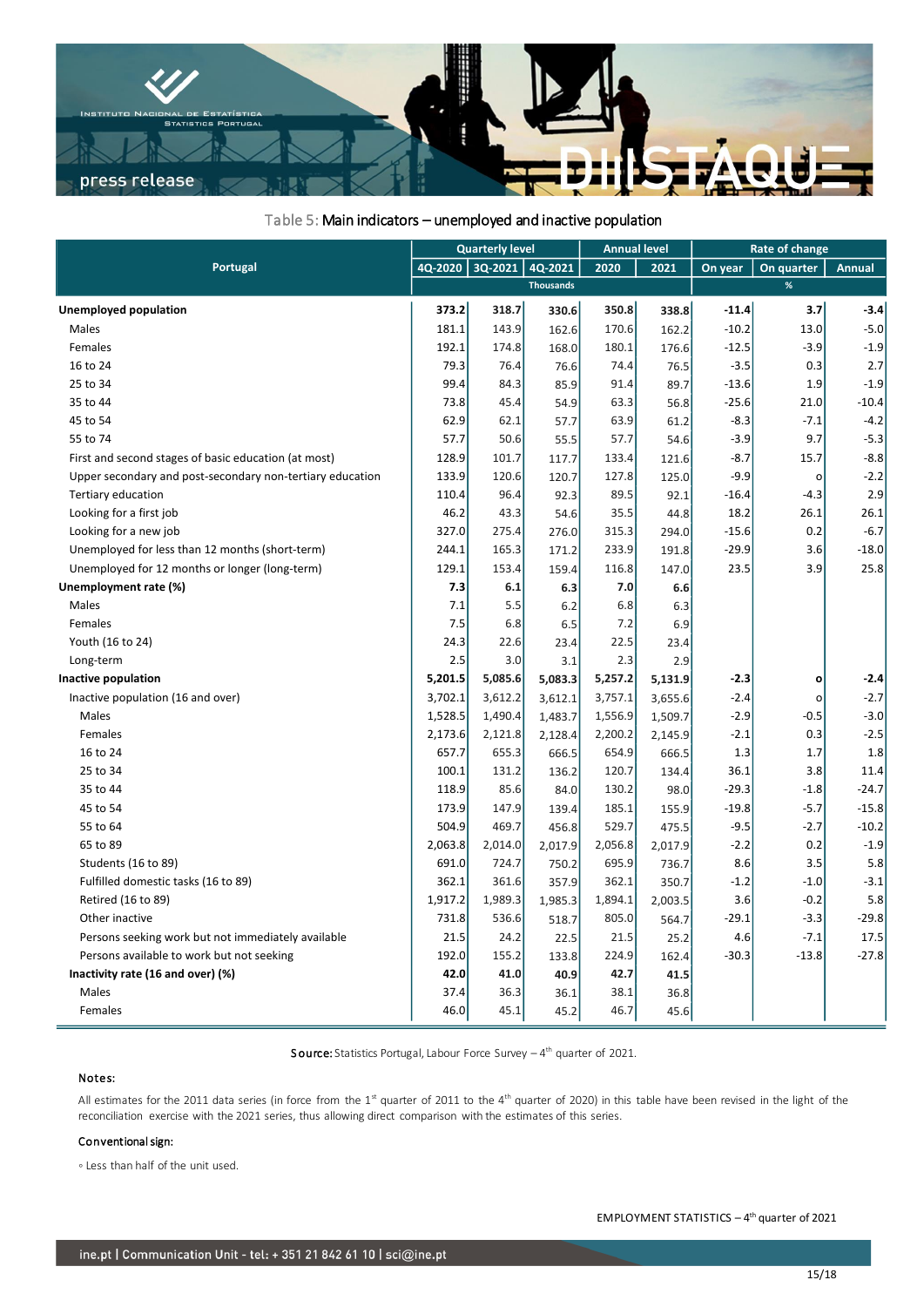Table 5: Main indicators – unemployed and inactive population

| Portugal | Quarterly level | | | Annual level | | Rate of change | | |
|---|---|---|---|---|---|---|---|---|
| | 4Q-2020 | 3Q-2021 | 4Q-2021 | 2020 | 2021 | On year | On quarter | Annual |
| | Thousands | | | | | % | | |
| **Unemployed population** | **373.2** | **318.7** | **330.6** | **350.8** | **338.8** | **-11.4** | **3.7** | **-3.4** |
| Males | 181.1 | 143.9 | 162.6 | 170.6 | 162.2 | -10.2 | 13.0 | -5.0 |
| Females | 192.1 | 174.8 | 168.0 | 180.1 | 176.6 | -12.5 | -3.9 | -1.9 |
| 16 to 24 | 79.3 | 76.4 | 76.6 | 74.4 | 76.5 | -3.5 | 0.3 | 2.7 |
| 25 to 34 | 99.4 | 84.3 | 85.9 | 91.4 | 89.7 | -13.6 | 1.9 | -1.9 |
| 35 to 44 | 73.8 | 45.4 | 54.9 | 63.3 | 56.8 | -25.6 | 21.0 | -10.4 |
| 45 to 54 | 62.9 | 62.1 | 57.7 | 63.9 | 61.2 | -8.3 | -7.1 | -4.2 |
| 55 to 74 | 57.7 | 50.6 | 55.5 | 57.7 | 54.6 | -3.9 | 9.7 | -5.3 |
| First and second stages of basic education (at most) | 128.9 | 101.7 | 117.7 | 133.4 | 121.6 | -8.7 | 15.7 | -8.8 |
| Upper secondary and post-secondary non-tertiary education | 133.9 | 120.6 | 120.7 | 127.8 | 125.0 | -9.9 | ◦ | -2.2 |
| Tertiary education | 110.4 | 96.4 | 92.3 | 89.5 | 92.1 | -16.4 | -4.3 | 2.9 |
| Looking for a first job | 46.2 | 43.3 | 54.6 | 35.5 | 44.8 | 18.2 | 26.1 | 26.1 |
| Looking for a new job | 327.0 | 275.4 | 276.0 | 315.3 | 294.0 | -15.6 | 0.2 | -6.7 |
| Unemployed for less than 12 months (short-term) | 244.1 | 165.3 | 171.2 | 233.9 | 191.8 | -29.9 | 3.6 | -18.0 |
| Unemployed for 12 months or longer (long-term) | 129.1 | 153.4 | 159.4 | 116.8 | 147.0 | 23.5 | 3.9 | 25.8 |
| **Unemployment rate (%)** | **7.3** | **6.1** | **6.3** | **7.0** | **6.6** | | | |
| Males | 7.1 | 5.5 | 6.2 | 6.8 | 6.3 | | | |
| Females | 7.5 | 6.8 | 6.5 | 7.2 | 6.9 | | | |
| Youth (16 to 24) | 24.3 | 22.6 | 23.4 | 22.5 | 23.4 | | | |
| Long-term | 2.5 | 3.0 | 3.1 | 2.3 | 2.9 | | | |
| **Inactive population** | **5,201.5** | **5,085.6** | **5,083.3** | **5,257.2** | **5,131.9** | **-2.3** | **◦** | **-2.4** |
| Inactive population (16 and over) | 3,702.1 | 3,612.2 | 3,612.1 | 3,757.1 | 3,655.6 | -2.4 | ◦ | -2.7 |
| Males | 1,528.5 | 1,490.4 | 1,483.7 | 1,556.9 | 1,509.7 | -2.9 | -0.5 | -3.0 |
| Females | 2,173.6 | 2,121.8 | 2,128.4 | 2,200.2 | 2,145.9 | -2.1 | 0.3 | -2.5 |
| 16 to 24 | 657.7 | 655.3 | 666.5 | 654.9 | 666.5 | 1.3 | 1.7 | 1.8 |
| 25 to 34 | 100.1 | 131.2 | 136.2 | 120.7 | 134.4 | 36.1 | 3.8 | 11.4 |
| 35 to 44 | 118.9 | 85.6 | 84.0 | 130.2 | 98.0 | -29.3 | -1.8 | -24.7 |
| 45 to 54 | 173.9 | 147.9 | 139.4 | 185.1 | 155.9 | -19.8 | -5.7 | -15.8 |
| 55 to 64 | 504.9 | 469.7 | 456.8 | 529.7 | 475.5 | -9.5 | -2.7 | -10.2 |
| 65 to 89 | 2,063.8 | 2,014.0 | 2,017.9 | 2,056.8 | 2,017.9 | -2.2 | 0.2 | -1.9 |
| Students (16 to 89) | 691.0 | 724.7 | 750.2 | 695.9 | 736.7 | 8.6 | 3.5 | 5.8 |
| Fulfilled domestic tasks (16 to 89) | 362.1 | 361.6 | 357.9 | 362.1 | 350.7 | -1.2 | -1.0 | -3.1 |
| Retired (16 to 89) | 1,917.2 | 1,989.3 | 1,985.3 | 1,894.1 | 2,003.5 | 3.6 | -0.2 | 5.8 |
| Other inactive | 731.8 | 536.6 | 518.7 | 805.0 | 564.7 | -29.1 | -3.3 | -29.8 |
| Persons seeking work but not immediately available | 21.5 | 24.2 | 22.5 | 21.5 | 25.2 | 4.6 | -7.1 | 17.5 |
| Persons available to work but not seeking | 192.0 | 155.2 | 133.8 | 224.9 | 162.4 | -30.3 | -13.8 | -27.8 |
| **Inactivity rate (16 and over) (%)** | **42.0** | **41.0** | **40.9** | **42.7** | **41.5** | | | |
| Males | 37.4 | 36.3 | 36.1 | 38.1 | 36.8 | | | |
| Females | 46.0 | 45.1 | 45.2 | 46.7 | 45.6 | | | |

**Source:** Statistics Portugal, Labour Force Survey – 4th quarter of 2021.

### Notes:

All estimates for the 2011 data series (in force from the 1st quarter of 2011 to the 4th quarter of 2020) in this table have been revised in the light of the reconciliation exercise with the 2021 series, thus allowing direct comparison with the estimates of this series.

### Conventional sign:

◦ Less than half of the unit used.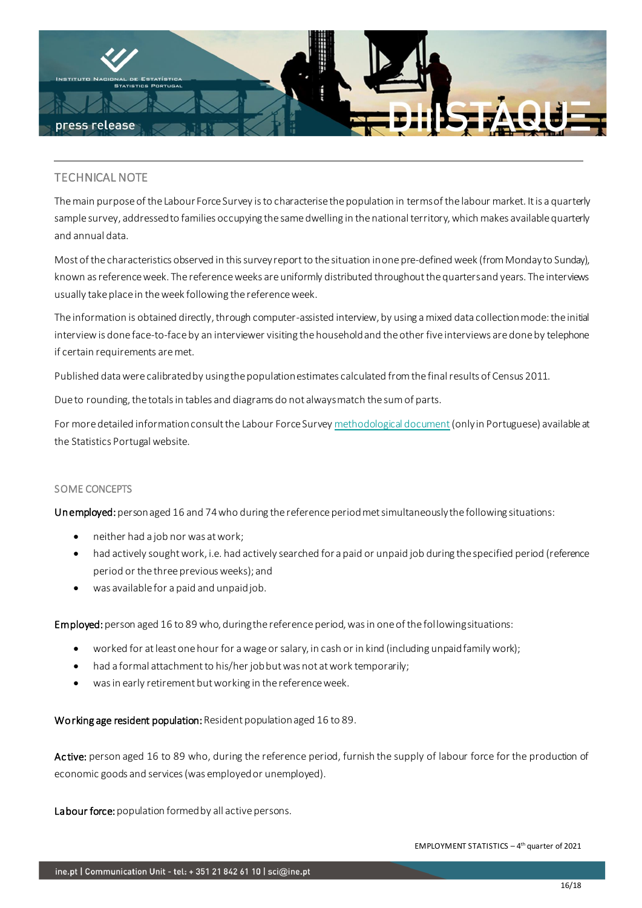## TECHNICAL NOTE

The main purpose of the Labour Force Survey is to characterise the population in terms of the labour market. It is a quarterly sample survey, addressed to families occupying the same dwelling in the national territory, which makes available quarterly and annual data.

Most of the characteristics observed in this survey report to the situation in one pre-defined week (from Monday to Sunday), known as reference week. The reference weeks are uniformly distributed throughout the quarters and years. The interviews usually take place in the week following the reference week.

The information is obtained directly, through computer-assisted interview, by using a mixed data collection mode: the initial interview is done face-to-face by an interviewer visiting the household and the other five interviews are done by telephone if certain requirements are met.

Published data were calibrated by using the population estimates calculated from the final results of Census 2011.

Due to rounding, the totals in tables and diagrams do not always match the sum of parts.

For more detailed information consult the Labour Force Survey methodological document (only in Portuguese) available at the Statistics Portugal website.

### SOME CONCEPTS

**Unemployed:** person aged 16 and 74 who during the reference period met simultaneously the following situations:

- neither had a job nor was at work;
- had actively sought work, i.e. had actively searched for a paid or unpaid job during the specified period (reference period or the three previous weeks); and
- was available for a paid and unpaid job.

**Employed:** person aged 16 to 89 who, during the reference period, was in one of the following situations:

- worked for at least one hour for a wage or salary, in cash or in kind (including unpaid family work);
- had a formal attachment to his/her job but was not at work temporarily;
- was in early retirement but working in the reference week.

**Working age resident population:** Resident population aged 16 to 89.

**Active:** person aged 16 to 89 who, during the reference period, furnish the supply of labour force for the production of economic goods and services (was employed or unemployed).

**Labour force:** population formed by all active persons.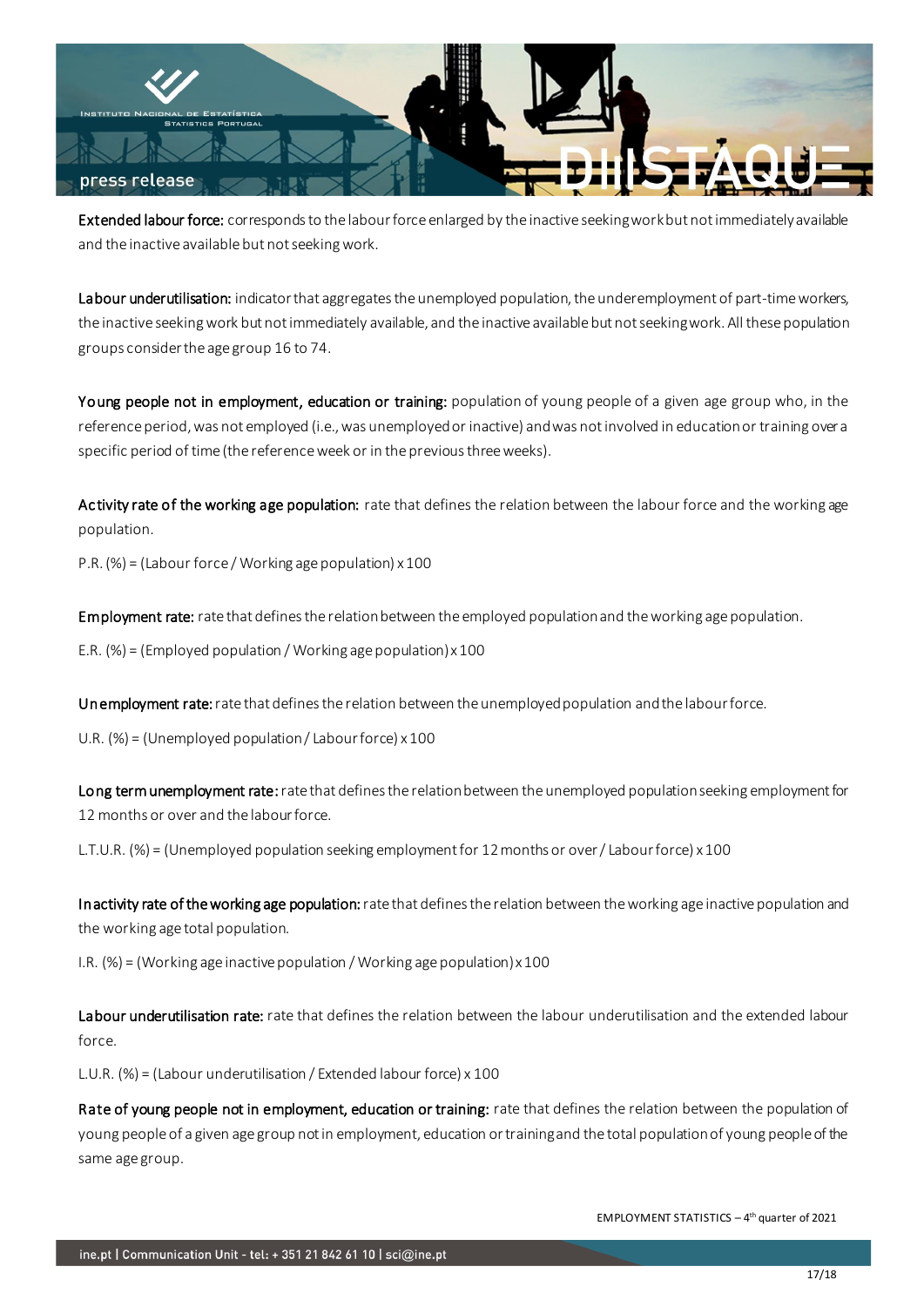**Extended labour force:** corresponds to the labour force enlarged by the inactive seeking work but not immediately available and the inactive available but not seeking work.

**Labour underutilisation:** indicator that aggregates the unemployed population, the underemployment of part-time workers, the inactive seeking work but not immediately available, and the inactive available but not seeking work. All these population groups consider the age group 16 to 74.

**Young people not in employment, education or training:** population of young people of a given age group who, in the reference period, was not employed (i.e., was unemployed or inactive) and was not involved in education or training over a specific period of time (the reference week or in the previous three weeks).

**Activity rate of the working age population:** rate that defines the relation between the labour force and the working age population.

P.R. (%) = (Labour force / Working age population) x 100

**Employment rate:** rate that defines the relation between the employed population and the working age population.

E.R. (%) = (Employed population / Working age population) x 100

**Unemployment rate:** rate that defines the relation between the unemployed population and the labour force.

U.R. (%) = (Unemployed population / Labour force) x 100

**Long term unemployment rate:** rate that defines the relation between the unemployed population seeking employment for 12 months or over and the labour force.

L.T.U.R. (%) = (Unemployed population seeking employment for 12 months or over / Labour force) x 100

**Inactivity rate of the working age population:** rate that defines the relation between the working age inactive population and the working age total population.

I.R. (%) = (Working age inactive population / Working age population) x 100

**Labour underutilisation rate:** rate that defines the relation between the labour underutilisation and the extended labour force.

L.U.R. (%) = (Labour underutilisation / Extended labour force) x 100

**Rate of young people not in employment, education or training:** rate that defines the relation between the population of young people of a given age group not in employment, education or training and the total population of young people of the same age group.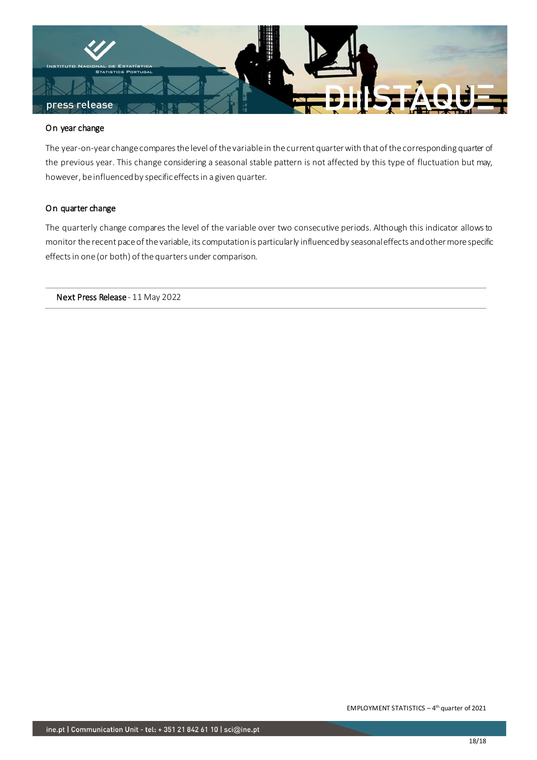### On year change

The year-on-year change compares the level of the variable in the current quarter with that of the corresponding quarter of the previous year. This change considering a seasonal stable pattern is not affected by this type of fluctuation but may, however, be influenced by specific effects in a given quarter.

### On quarter change

The quarterly change compares the level of the variable over two consecutive periods. Although this indicator allows to monitor the recent pace of the variable, its computation is particularly influenced by seasonal effects and other more specific effects in one (or both) of the quarters under comparison.

---

**Next Press Release** - 11 May 2022

---